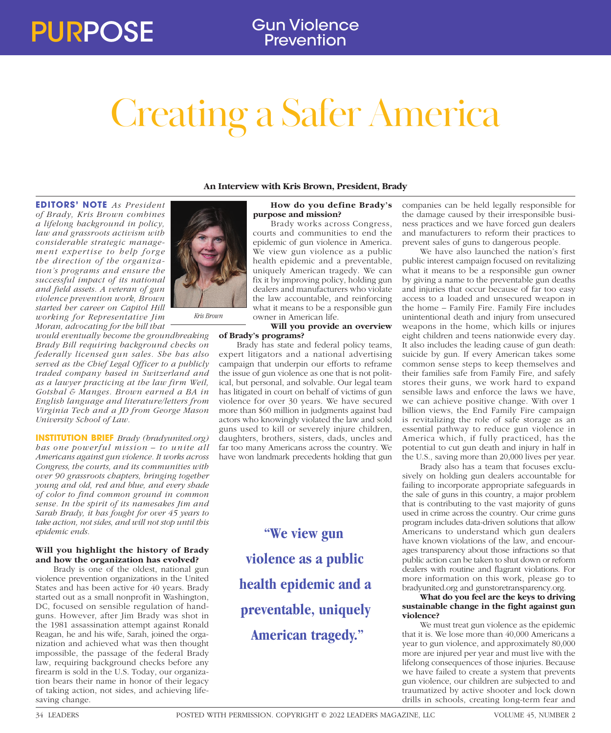# Creating a Safer America

**An Interview with Kris Brown, President, Brady**

**EDITORS' NOTE** *As President of Brady, Kris Brown combines a lifelong background in policy, law and grassroots activism with considerable strategic management expertise to help forge the direction of the organization's programs and ensure the successful impact of its national and field assets. A veteran of gun violence prevention work, Brown started her career on Capitol Hill working for Representative Jim Moran, advocating for the bill that would eventually become the groundbreaking Brady Bill requiring background checks on federally licensed gun sales. She has also served as the Chief Legal Officer to a publicly traded company based in Switzerland and as a lawyer practicing at the law firm Weil, Gotshal & Manges. Brown earned a BA in English language and literature/letters from Virginia Tech and a JD from George Mason University School of Law.*

*Kris Brown*

**INSTITUTION BRIEF** *Brady (bradyunited.org) has one powerful mission – to unite all Americans against gun violence. It works across Congress, the courts, and its communities with over 90 grassroots chapters, bringing together young and old, red and blue, and every shade of color to find common ground in common sense. In the spirit of its namesakes Jim and Sarah Brady, it has fought for over 45 years to take action, not sides, and will not stop until this epidemic ends.*

**Will you highlight the history of Brady and how the organization has evolved?**

Brady is one of the oldest, national gun violence prevention organizations in the United States and has been active for 40 years. Brady started out as a small nonprofit in Washington, DC, focused on sensible regulation of handguns. However, after Jim Brady was shot in the 1981 assassination attempt against Ronald Reagan, he and his wife, Sarah, joined the organization and achieved what was then thought impossible, the passage of the federal Brady law, requiring background checks before any firearm is sold in the U.S. Today, our organization bears their name in honor of their legacy of taking action, not sides, and achieving lifesaving change.

**How do you define Brady's purpose and mission?**

Brady works across Congress, courts and communities to end the epidemic of gun violence in America. We view gun violence as a public health epidemic and a preventable, uniquely American tragedy. We can fix it by improving policy, holding gun dealers and manufacturers who violate the law accountable, and reinforcing what it means to be a responsible gun owner in American life.

**Will you provide an overview of Brady's programs?**

Brady has state and federal policy teams, expert litigators and a national advertising campaign that underpin our efforts to reframe the issue of gun violence as one that is not political, but personal, and solvable. Our legal team has litigated in court on behalf of victims of gun violence for over 30 years. We have secured more than $60 million in judgments against bad actors who knowingly violated the law and sold guns used to kill or severely injure children, daughters, brothers, sisters, dads, uncles and far too many Americans across the country. We have won landmark precedents holding that gun companies can be held legally responsible for the damage caused by their irresponsible business practices and we have forced gun dealers and manufacturers to reform their practices to prevent sales of guns to dangerous people.

> **"We view gun violence as a public health epidemic and a preventable, uniquely American tragedy."**

We have also launched the nation's first public interest campaign focused on revitalizing what it means to be a responsible gun owner by giving a name to the preventable gun deaths and injuries that occur because of far too easy access to a loaded and unsecured weapon in the home – Family Fire. Family Fire includes unintentional death and injury from unsecured weapons in the home, which kills or injures eight children and teens nationwide every day. It also includes the leading cause of gun death: suicide by gun. If every American takes some common sense steps to keep themselves and their families safe from Family Fire, and safely stores their guns, we work hard to expand sensible laws and enforce the laws we have, we can achieve positive change. With over 1 billion views, the End Family Fire campaign is revitalizing the role of safe storage as an essential pathway to reduce gun violence in America which, if fully practiced, has the potential to cut gun death and injury in half in the U.S., saving more than 20,000 lives per year.

Brady also has a team that focuses exclusively on holding gun dealers accountable for failing to incorporate appropriate safeguards in the sale of guns in this country, a major problem that is contributing to the vast majority of guns used in crime across the country. Our crime guns program includes data-driven solutions that allow Americans to understand which gun dealers have known violations of the law, and encourages transparency about those infractions so that public action can be taken to shut down or reform dealers with routine and flagrant violations. For more information on this work, please go to bradyunited.org and gunstoretransparency.org.

**What do you feel are the keys to driving sustainable change in the fight against gun violence?**

We must treat gun violence as the epidemic that it is. We lose more than 40,000 Americans a year to gun violence, and approximately 80,000 more are injured per year and must live with the lifelong consequences of those injuries. Because we have failed to create a system that prevents gun violence, our children are subjected to and traumatized by active shooter and lock down drills in schools, creating long-term fear and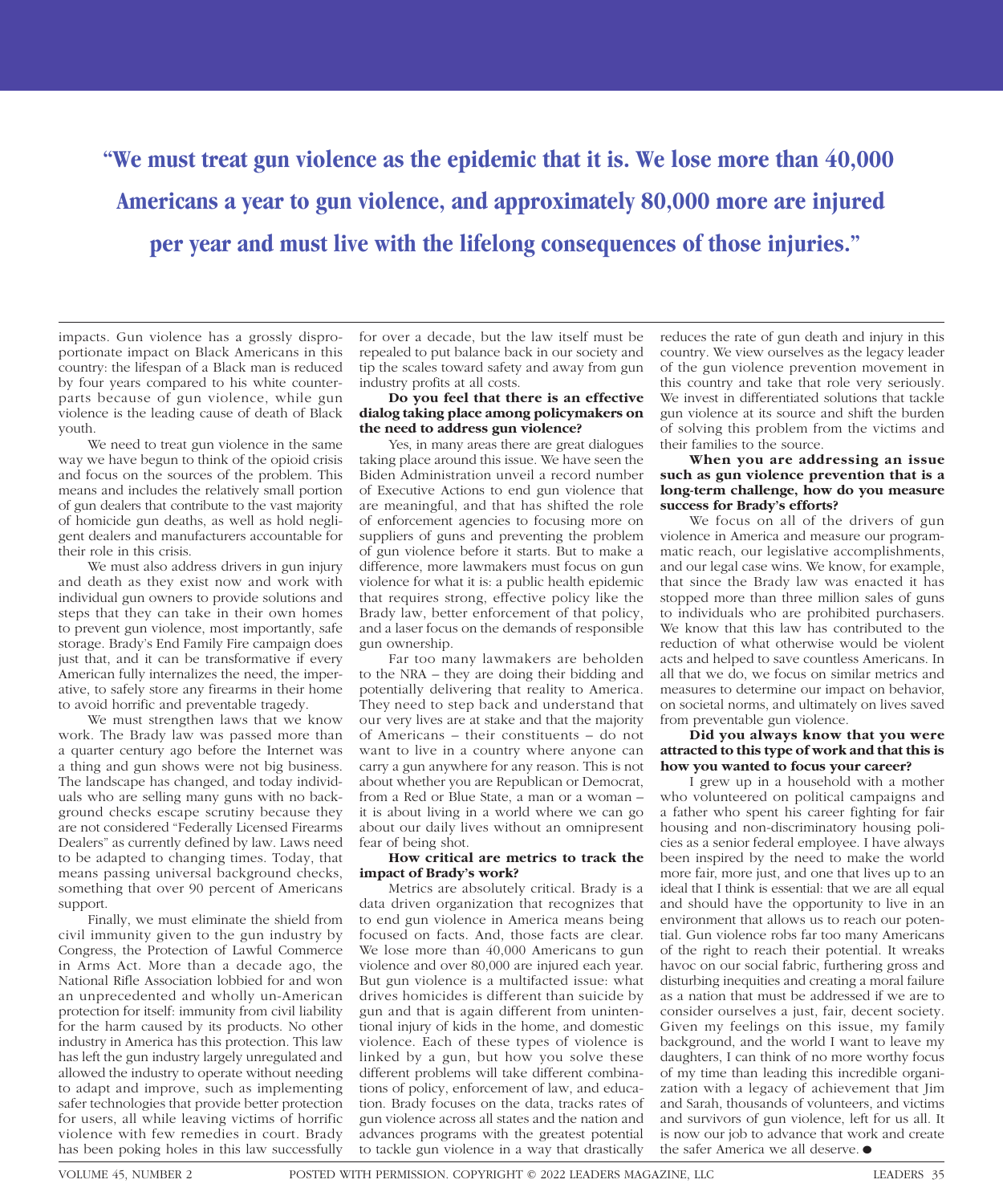> **"We must treat gun violence as the epidemic that it is. We lose more than 40,000 Americans a year to gun violence, and approximately 80,000 more are injured per year and must live with the lifelong consequences of those injuries."**

impacts. Gun violence has a grossly disproportionate impact on Black Americans in this country: the lifespan of a Black man is reduced by four years compared to his white counterparts because of gun violence, while gun violence is the leading cause of death of Black youth.

We need to treat gun violence in the same way we have begun to think of the opioid crisis and focus on the sources of the problem. This means and includes the relatively small portion of gun dealers that contribute to the vast majority of homicide gun deaths, as well as hold negligent dealers and manufacturers accountable for their role in this crisis.

We must also address drivers in gun injury and death as they exist now and work with individual gun owners to provide solutions and steps that they can take in their own homes to prevent gun violence, most importantly, safe storage. Brady's End Family Fire campaign does just that, and it can be transformative if every American fully internalizes the need, the imperative, to safely store any firearms in their home to avoid horrific and preventable tragedy.

We must strengthen laws that we know work. The Brady law was passed more than a quarter century ago before the Internet was a thing and gun shows were not big business. The landscape has changed, and today individuals who are selling many guns with no background checks escape scrutiny because they are not considered "Federally Licensed Firearms Dealers" as currently defined by law. Laws need to be adapted to changing times. Today, that means passing universal background checks, something that over 90 percent of Americans support.

Finally, we must eliminate the shield from civil immunity given to the gun industry by Congress, the Protection of Lawful Commerce in Arms Act. More than a decade ago, the National Rifle Association lobbied for and won an unprecedented and wholly un-American protection for itself: immunity from civil liability for the harm caused by its products. No other industry in America has this protection. This law has left the gun industry largely unregulated and allowed the industry to operate without needing to adapt and improve, such as implementing safer technologies that provide better protection for users, all while leaving victims of horrific violence with few remedies in court. Brady has been poking holes in this law successfully for over a decade, but the law itself must be repealed to put balance back in our society and tip the scales toward safety and away from gun industry profits at all costs.

**Do you feel that there is an effective dialog taking place among policymakers on the need to address gun violence?**

Yes, in many areas there are great dialogues taking place around this issue. We have seen the Biden Administration unveil a record number of Executive Actions to end gun violence that are meaningful, and that has shifted the role of enforcement agencies to focusing more on suppliers of guns and preventing the problem of gun violence before it starts. But to make a difference, more lawmakers must focus on gun violence for what it is: a public health epidemic that requires strong, effective policy like the Brady law, better enforcement of that policy, and a laser focus on the demands of responsible gun ownership.

Far too many lawmakers are beholden to the NRA – they are doing their bidding and potentially delivering that reality to America. They need to step back and understand that our very lives are at stake and that the majority of Americans – their constituents – do not want to live in a country where anyone can carry a gun anywhere for any reason. This is not about whether you are Republican or Democrat, from a Red or Blue State, a man or a woman – it is about living in a world where we can go about our daily lives without an omnipresent fear of being shot.

**How critical are metrics to track the impact of Brady's work?**

Metrics are absolutely critical. Brady is a data driven organization that recognizes that to end gun violence in America means being focused on facts. And, those facts are clear. We lose more than 40,000 Americans to gun violence and over 80,000 are injured each year. But gun violence is a multifacted issue: what drives homicides is different than suicide by gun and that is again different from unintentional injury of kids in the home, and domestic violence. Each of these types of violence is linked by a gun, but how you solve these different problems will take different combinations of policy, enforcement of law, and education. Brady focuses on the data, tracks rates of gun violence across all states and the nation and advances programs with the greatest potential to tackle gun violence in a way that drastically reduces the rate of gun death and injury in this country. We view ourselves as the legacy leader of the gun violence prevention movement in this country and take that role very seriously. We invest in differentiated solutions that tackle gun violence at its source and shift the burden of solving this problem from the victims and their families to the source.

**When you are addressing an issue such as gun violence prevention that is a long-term challenge, how do you measure success for Brady's efforts?**

We focus on all of the drivers of gun violence in America and measure our programmatic reach, our legislative accomplishments, and our legal case wins. We know, for example, that since the Brady law was enacted it has stopped more than three million sales of guns to individuals who are prohibited purchasers. We know that this law has contributed to the reduction of what otherwise would be violent acts and helped to save countless Americans. In all that we do, we focus on similar metrics and measures to determine our impact on behavior, on societal norms, and ultimately on lives saved from preventable gun violence.

**Did you always know that you were attracted to this type of work and that this is how you wanted to focus your career?**

I grew up in a household with a mother who volunteered on political campaigns and a father who spent his career fighting for fair housing and non-discriminatory housing policies as a senior federal employee. I have always been inspired by the need to make the world more fair, more just, and one that lives up to an ideal that I think is essential: that we are all equal and should have the opportunity to live in an environment that allows us to reach our potential. Gun violence robs far too many Americans of the right to reach their potential. It wreaks havoc on our social fabric, furthering gross and disturbing inequities and creating a moral failure as a nation that must be addressed if we are to consider ourselves a just, fair, decent society. Given my feelings on this issue, my family background, and the world I want to leave my daughters, I can think of no more worthy focus of my time than leading this incredible organization with a legacy of achievement that Jim and Sarah, thousands of volunteers, and victims and survivors of gun violence, left for us all. It is now our job to advance that work and create the safer America we all deserve. ●

POSTED WITH PERMISSION. COPYRIGHT © 2022 LEADERS MAGAZINE, LLC